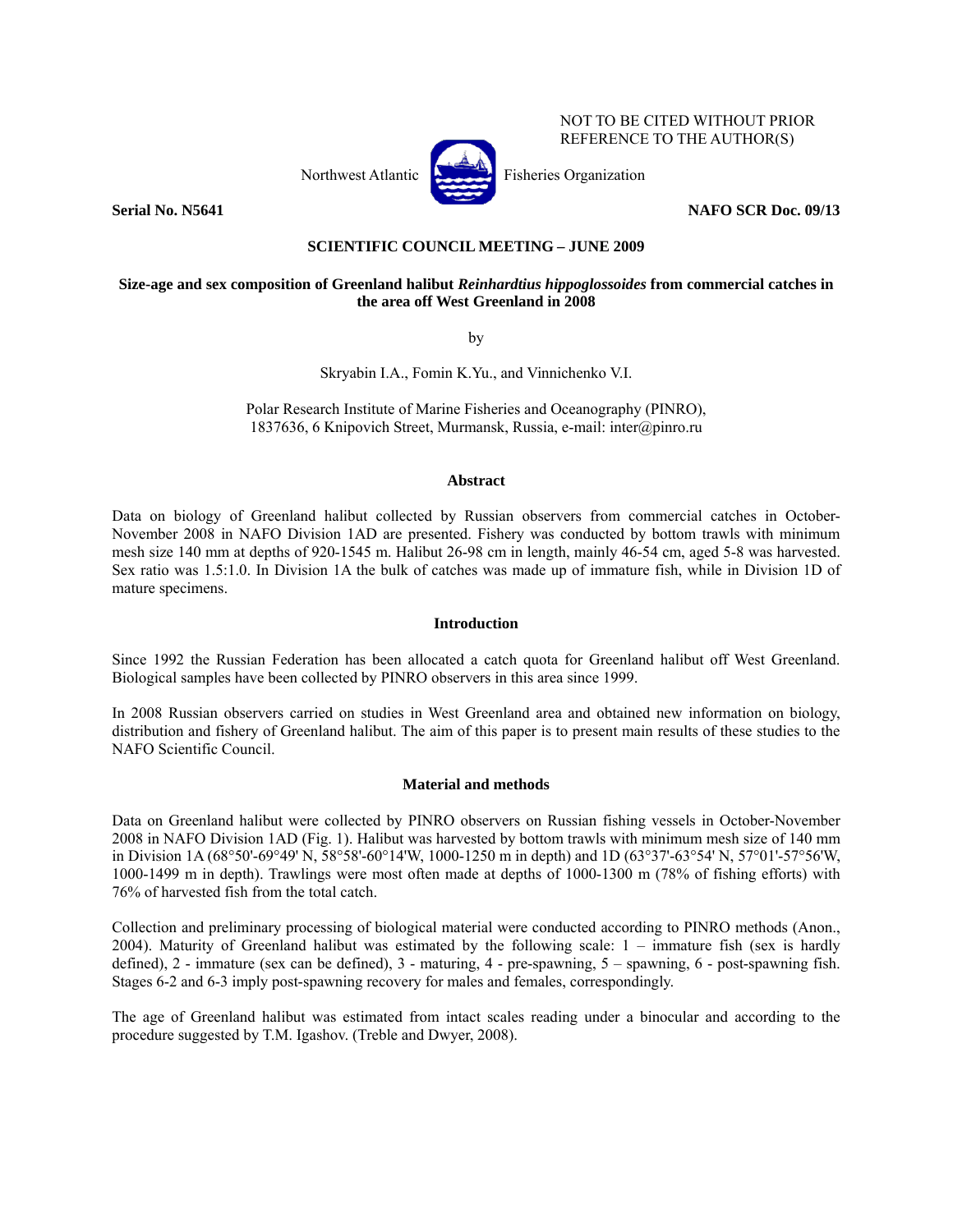NOT TO BE CITED WITHOUT PRIOR REFERENCE TO THE AUTHOR(S)

Northwest Atlantic Fisheries Organization

**Serial No. N5641** **NAFO SCR Doc. 09/13**

**SCIENTIFIC COUNCIL MEETING – JUNE 2009**

# Size-age and sex composition of Greenland halibut *Reinhardtius hippoglossoides* from commercial catches in the area off West Greenland in 2008

by

Skryabin I.A., Fomin K.Yu., and Vinnichenko V.I.

Polar Research Institute of Marine Fisheries and Oceanography (PINRO), 1837636, 6 Knipovich Street, Murmansk, Russia, e-mail: inter@pinro.ru

## Abstract

Data on biology of Greenland halibut collected by Russian observers from commercial catches in October-November 2008 in NAFO Division 1AD are presented. Fishery was conducted by bottom trawls with minimum mesh size 140 mm at depths of 920-1545 m. Halibut 26-98 cm in length, mainly 46-54 cm, aged 5-8 was harvested. Sex ratio was 1.5:1.0. In Division 1A the bulk of catches was made up of immature fish, while in Division 1D of mature specimens.

## Introduction

Since 1992 the Russian Federation has been allocated a catch quota for Greenland halibut off West Greenland. Biological samples have been collected by PINRO observers in this area since 1999.

In 2008 Russian observers carried on studies in West Greenland area and obtained new information on biology, distribution and fishery of Greenland halibut. The aim of this paper is to present main results of these studies to the NAFO Scientific Council.

## Material and methods

Data on Greenland halibut were collected by PINRO observers on Russian fishing vessels in October-November 2008 in NAFO Division 1AD (Fig. 1). Halibut was harvested by bottom trawls with minimum mesh size of 140 mm in Division 1A (68°50'-69°49' N, 58°58'-60°14'W, 1000-1250 m in depth) and 1D (63°37'-63°54' N, 57°01'-57°56'W, 1000-1499 m in depth). Trawlings were most often made at depths of 1000-1300 m (78% of fishing efforts) with 76% of harvested fish from the total catch.

Collection and preliminary processing of biological material were conducted according to PINRO methods (Anon., 2004). Maturity of Greenland halibut was estimated by the following scale: 1 – immature fish (sex is hardly defined), 2 - immature (sex can be defined), 3 - maturing, 4 - pre-spawning, 5 – spawning, 6 - post-spawning fish. Stages 6-2 and 6-3 imply post-spawning recovery for males and females, correspondingly.

The age of Greenland halibut was estimated from intact scales reading under a binocular and according to the procedure suggested by T.M. Igashov. (Treble and Dwyer, 2008).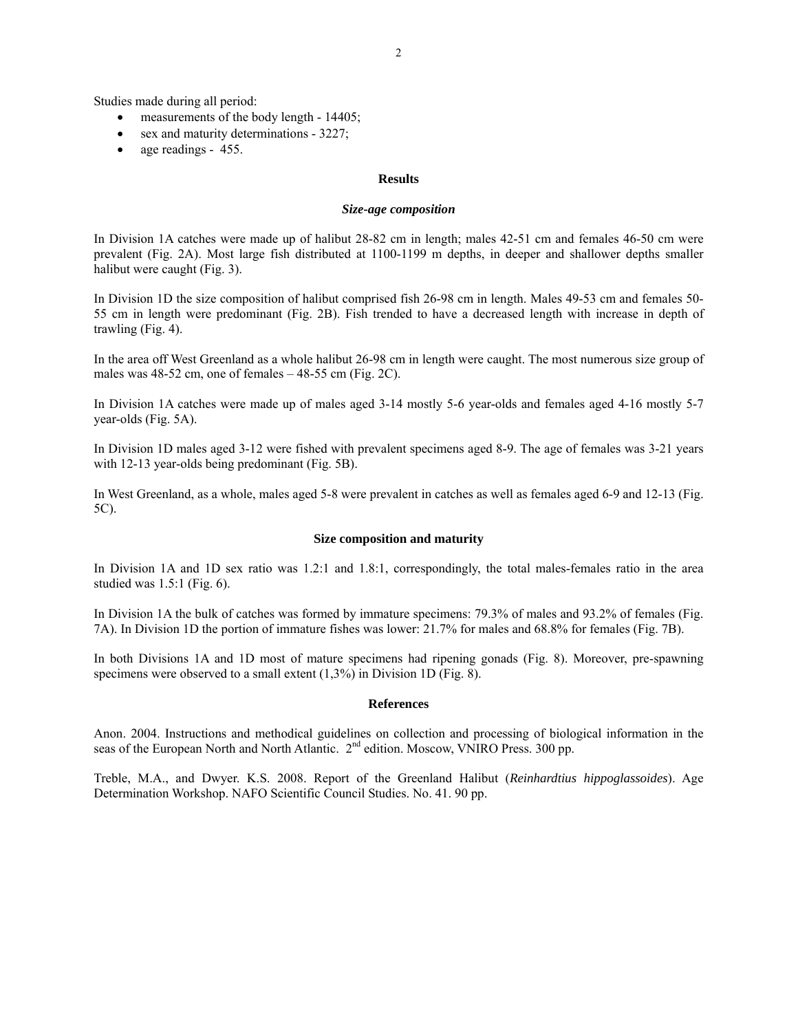Studies made during all period:

- measurements of the body length - 14405;
- sex and maturity determinations - 3227;
- age readings - 455.

## Results

### *Size-age composition*

In Division 1A catches were made up of halibut 28-82 cm in length; males 42-51 cm and females 46-50 cm were prevalent (Fig. 2A). Most large fish distributed at 1100-1199 m depths, in deeper and shallower depths smaller halibut were caught (Fig. 3).

In Division 1D the size composition of halibut comprised fish 26-98 cm in length. Males 49-53 cm and females 50-55 cm in length were predominant (Fig. 2B). Fish trended to have a decreased length with increase in depth of trawling (Fig. 4).

In the area off West Greenland as a whole halibut 26-98 cm in length were caught. The most numerous size group of males was 48-52 cm, one of females – 48-55 cm (Fig. 2C).

In Division 1A catches were made up of males aged 3-14 mostly 5-6 year-olds and females aged 4-16 mostly 5-7 year-olds (Fig. 5A).

In Division 1D males aged 3-12 were fished with prevalent specimens aged 8-9. The age of females was 3-21 years with 12-13 year-olds being predominant (Fig. 5B).

In West Greenland, as a whole, males aged 5-8 were prevalent in catches as well as females aged 6-9 and 12-13 (Fig. 5C).

### Size composition and maturity

In Division 1A and 1D sex ratio was 1.2:1 and 1.8:1, correspondingly, the total males-females ratio in the area studied was 1.5:1 (Fig. 6).

In Division 1A the bulk of catches was formed by immature specimens: 79.3% of males and 93.2% of females (Fig. 7A). In Division 1D the portion of immature fishes was lower: 21.7% for males and 68.8% for females (Fig. 7B).

In both Divisions 1A and 1D most of mature specimens had ripening gonads (Fig. 8). Moreover, pre-spawning specimens were observed to a small extent (1,3%) in Division 1D (Fig. 8).

## References

Anon. 2004. Instructions and methodical guidelines on collection and processing of biological information in the seas of the European North and North Atlantic. 2nd edition. Moscow, VNIRO Press. 300 pp.

Treble, M.A., and Dwyer. K.S. 2008. Report of the Greenland Halibut (*Reinhardtius hippoglassoides*). Age Determination Workshop. NAFO Scientific Council Studies. No. 41. 90 pp.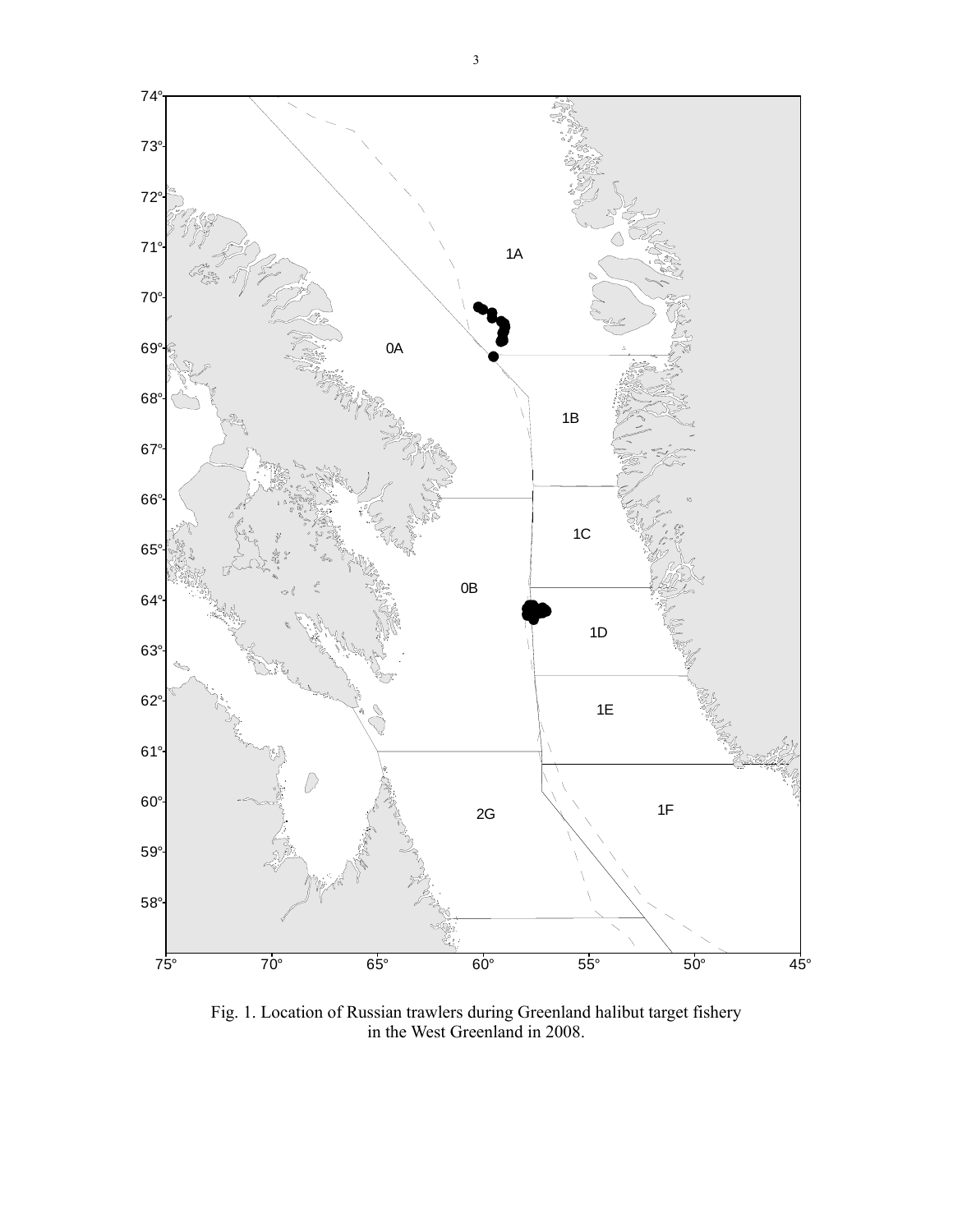Fig. 1. Location of Russian trawlers during Greenland halibut target fishery in the West Greenland in 2008.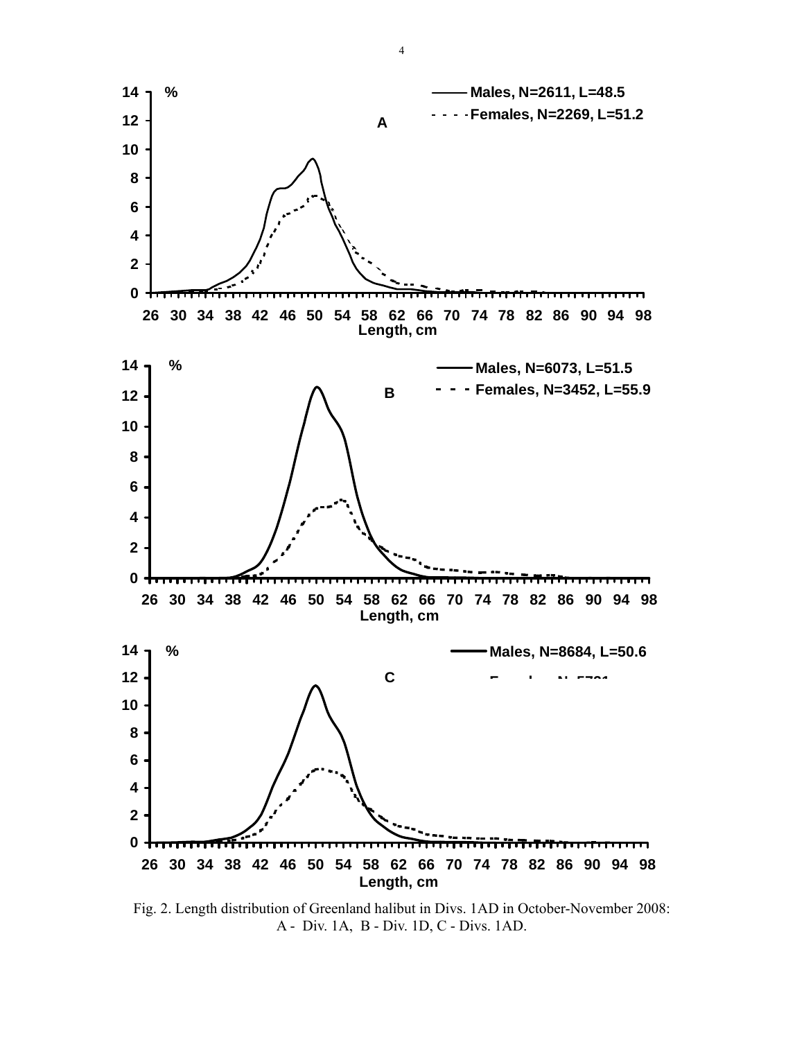Fig. 2. Length distribution of Greenland halibut in Divs. 1AD in October-November 2008: A - Div. 1A, B - Div. 1D, C - Divs. 1AD.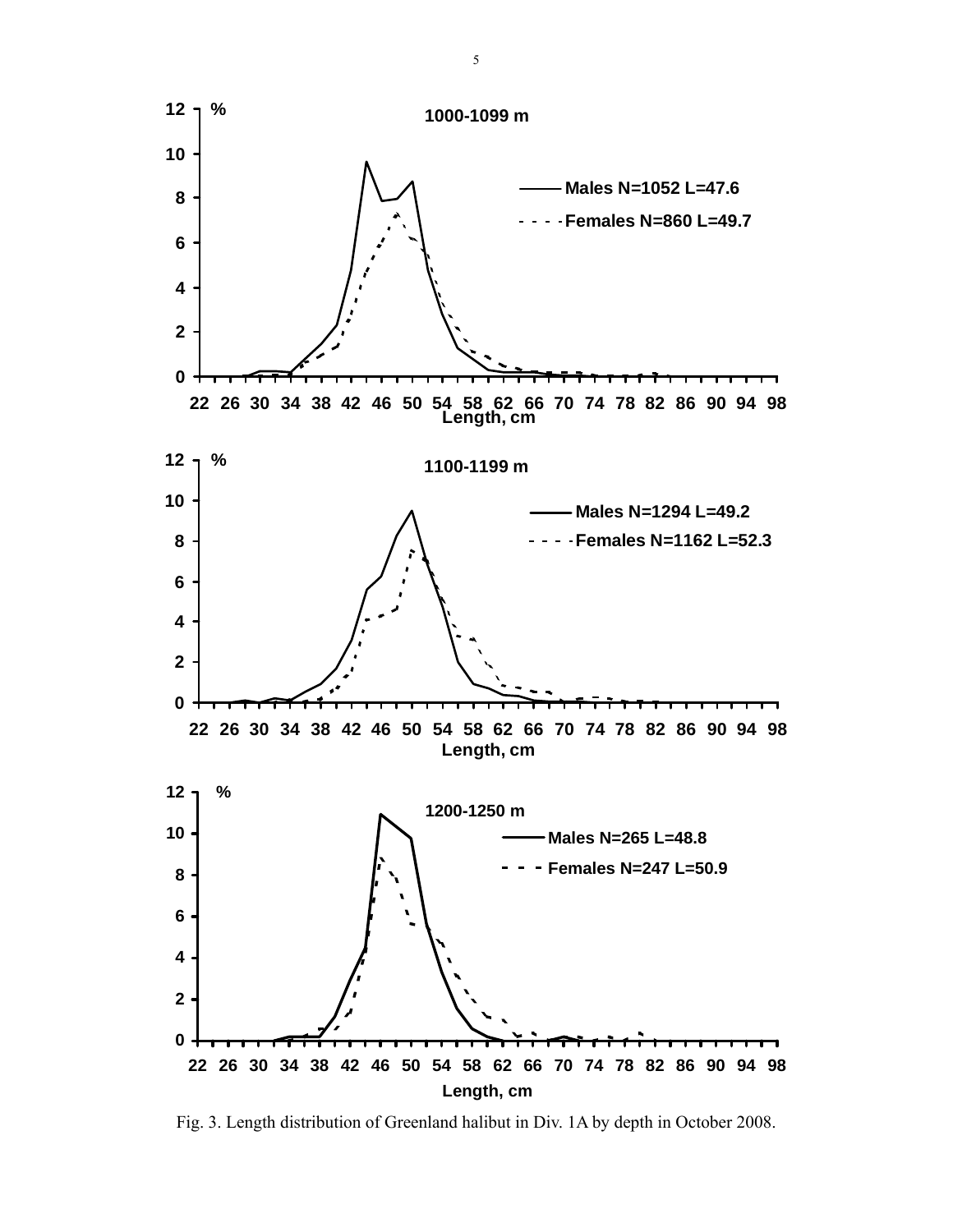Fig. 3. Length distribution of Greenland halibut in Div. 1A by depth in October 2008.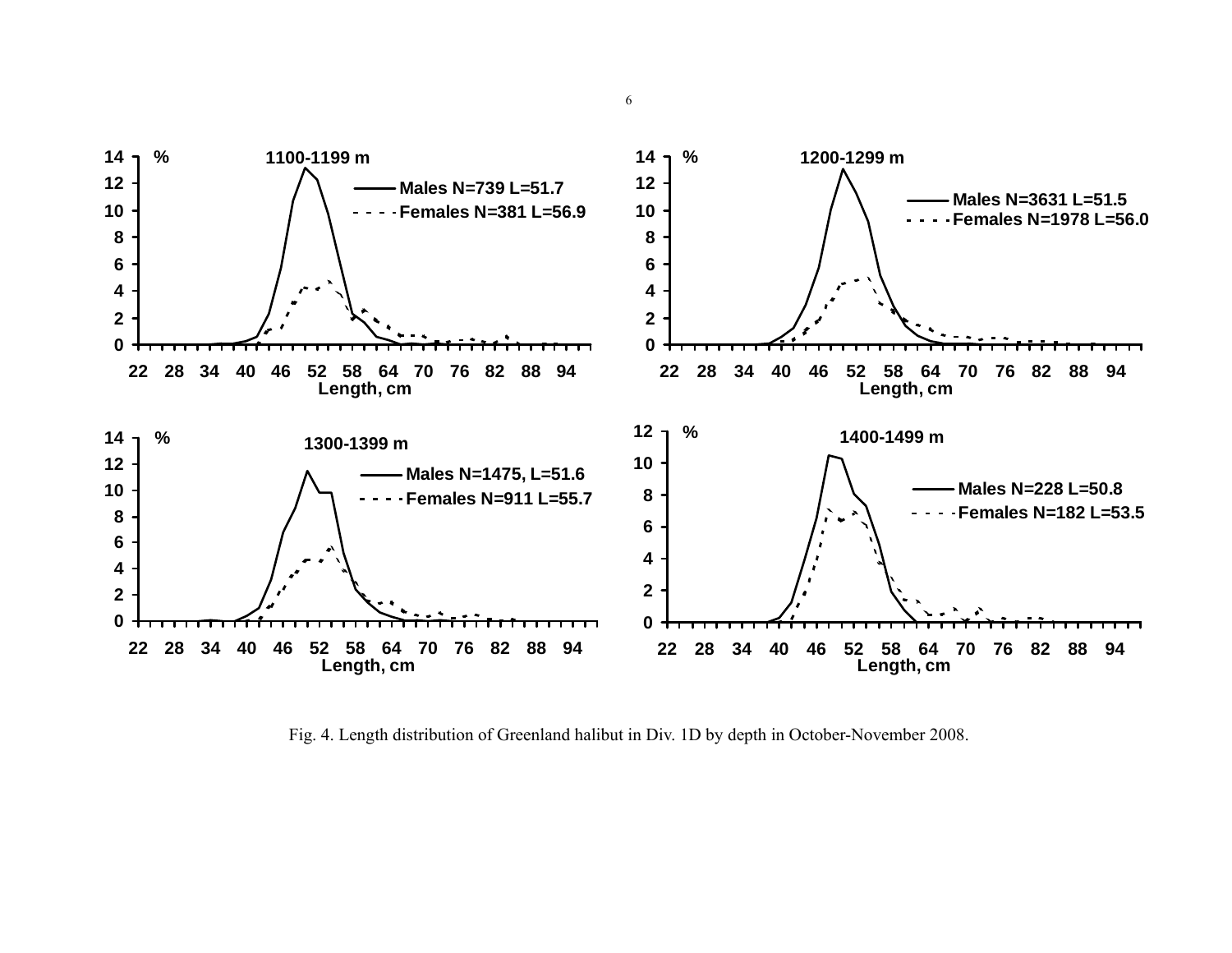Fig. 4. Length distribution of Greenland halibut in Div. 1D by depth in October-November 2008.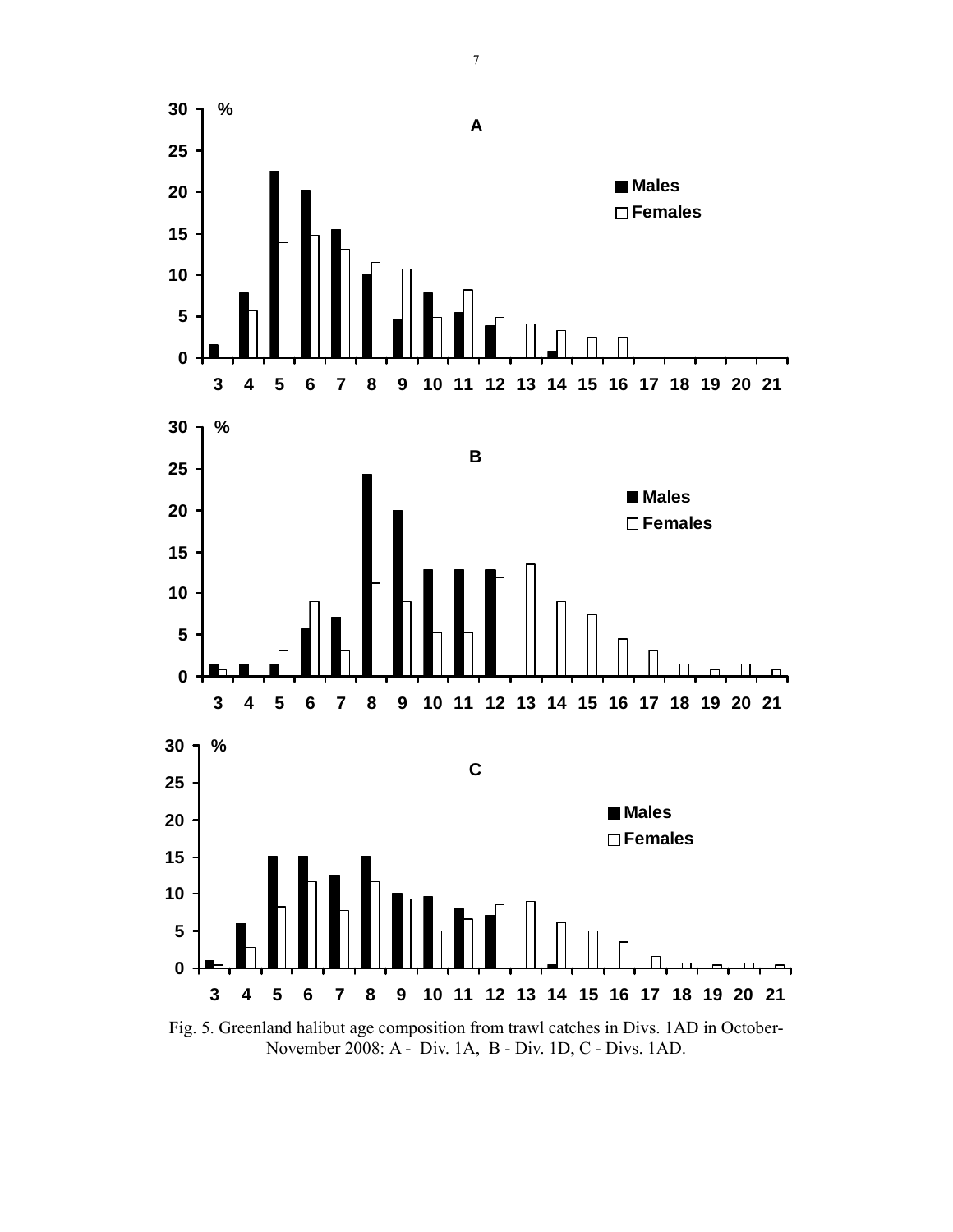Fig. 5. Greenland halibut age composition from trawl catches in Divs. 1AD in October-November 2008: A - Div. 1A, B - Div. 1D, C - Divs. 1AD.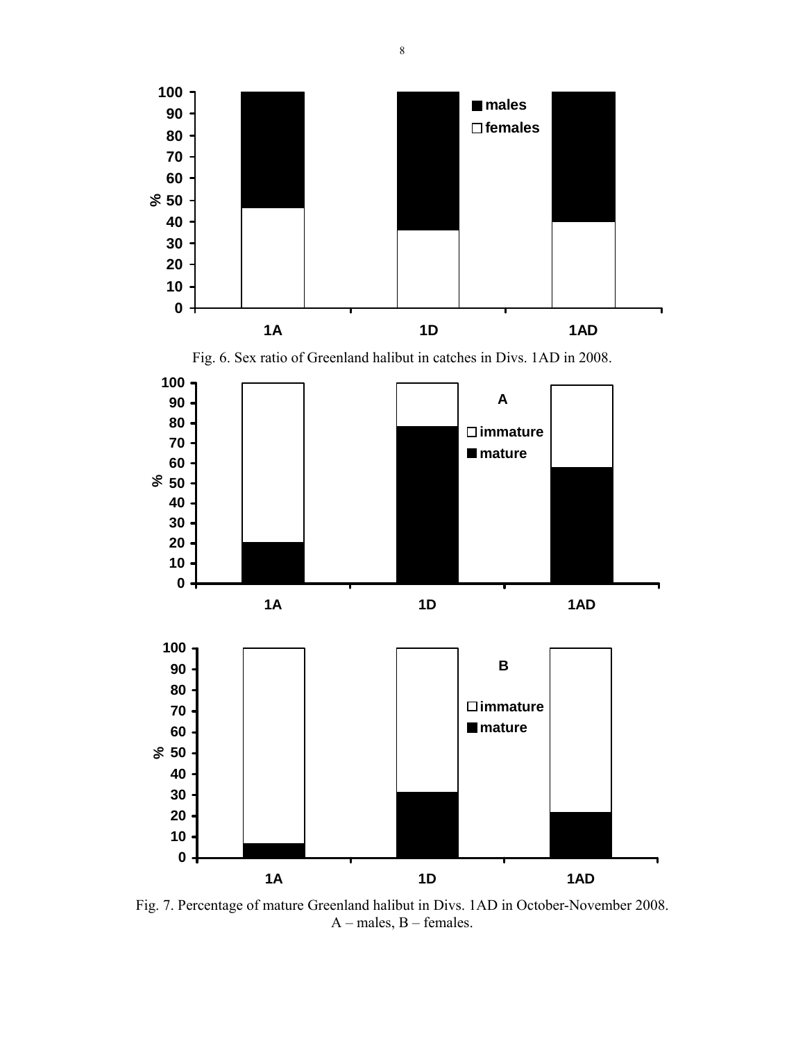Fig. 6. Sex ratio of Greenland halibut in catches in Divs. 1AD in 2008.

Fig. 7. Percentage of mature Greenland halibut in Divs. 1AD in October-November 2008.
A – males, B – females.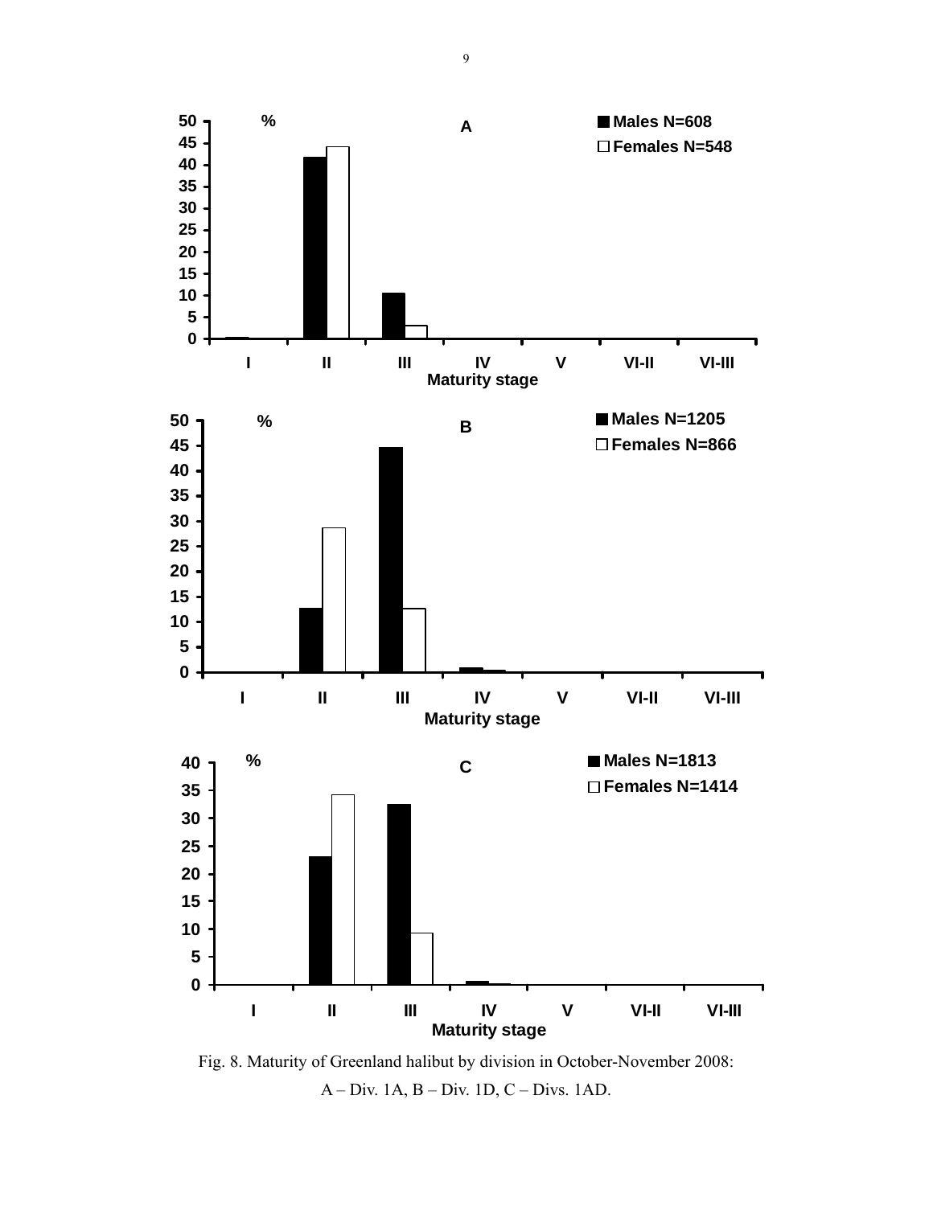50
45
40
35
30
25
20
15
10
5
0

%

A

■ Males N=608
□ Females N=548

I II III IV V VI-II VI-III

Maturity stage

50
45
40
35
30
25
20
15
10
5
0

%

B

■ Males N=1205
□ Females N=866

I II III IV V VI-II VI-III

Maturity stage

40
35
30
25
20
15
10
5
0

%

C

■ Males N=1813
□ Females N=1414

I II III IV V VI-II VI-III

Maturity stage

Fig. 8. Maturity of Greenland halibut by division in October-November 2008:
A – Div. 1A, B – Div. 1D, C – Divs. 1AD.